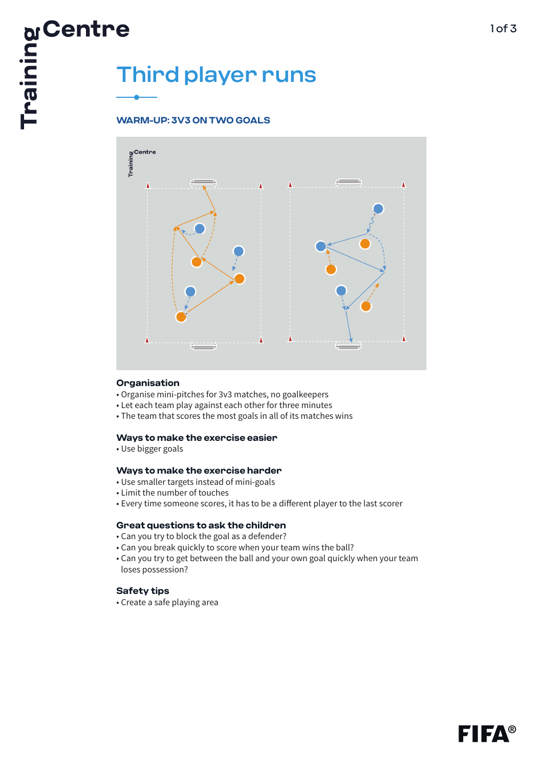# Third player runs

## WARM-UP: 3V3 ON TWO GOALS

### Organisation

- Organise mini-pitches for 3v3 matches, no goalkeepers
- Let each team play against each other for three minutes
- The team that scores the most goals in all of its matches wins

### Ways to make the exercise easier

- Use bigger goals

### Ways to make the exercise harder

- Use smaller targets instead of mini-goals
- Limit the number of touches
- Every time someone scores, it has to be a different player to the last scorer

### Great questions to ask the children

- Can you try to block the goal as a defender?
- Can you break quickly to score when your team wins the ball?
- Can you try to get between the ball and your own goal quickly when your team loses possession?

### Safety tips

- Create a safe playing area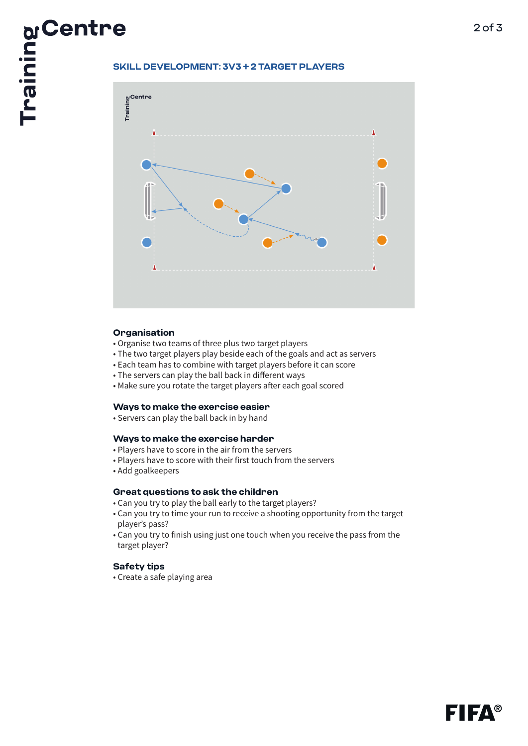## SKILL DEVELOPMENT: 3V3 + 2 TARGET PLAYERS

### Organisation

- Organise two teams of three plus two target players
- The two target players play beside each of the goals and act as servers
- Each team has to combine with target players before it can score
- The servers can play the ball back in different ways
- Make sure you rotate the target players after each goal scored

### Ways to make the exercise easier

- Servers can play the ball back in by hand

### Ways to make the exercise harder

- Players have to score in the air from the servers
- Players have to score with their first touch from the servers
- Add goalkeepers

### Great questions to ask the children

- Can you try to play the ball early to the target players?
- Can you try to time your run to receive a shooting opportunity from the target player's pass?
- Can you try to finish using just one touch when you receive the pass from the target player?

### Safety tips

- Create a safe playing area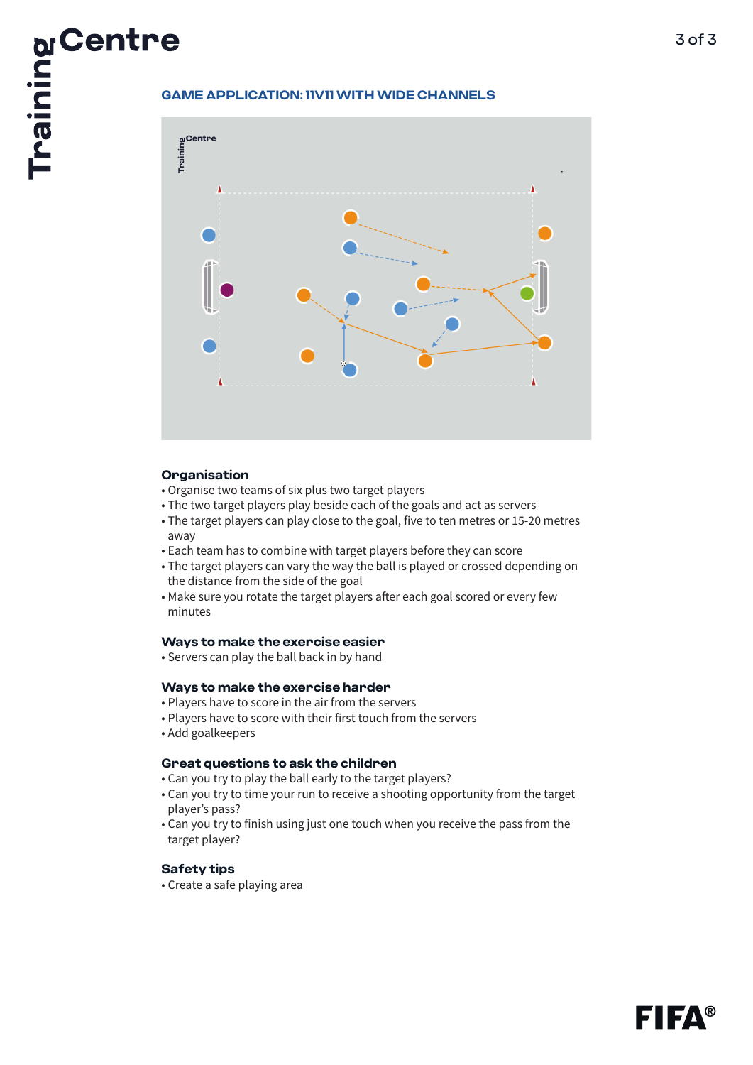## GAME APPLICATION: 11V11 WITH WIDE CHANNELS

### Organisation

- Organise two teams of six plus two target players
- The two target players play beside each of the goals and act as servers
- The target players can play close to the goal, five to ten metres or 15-20 metres away
- Each team has to combine with target players before they can score
- The target players can vary the way the ball is played or crossed depending on the distance from the side of the goal
- Make sure you rotate the target players after each goal scored or every few minutes

### Ways to make the exercise easier

- Servers can play the ball back in by hand

### Ways to make the exercise harder

- Players have to score in the air from the servers
- Players have to score with their first touch from the servers
- Add goalkeepers

### Great questions to ask the children

- Can you try to play the ball early to the target players?
- Can you try to time your run to receive a shooting opportunity from the target player's pass?
- Can you try to finish using just one touch when you receive the pass from the target player?

### Safety tips

- Create a safe playing area